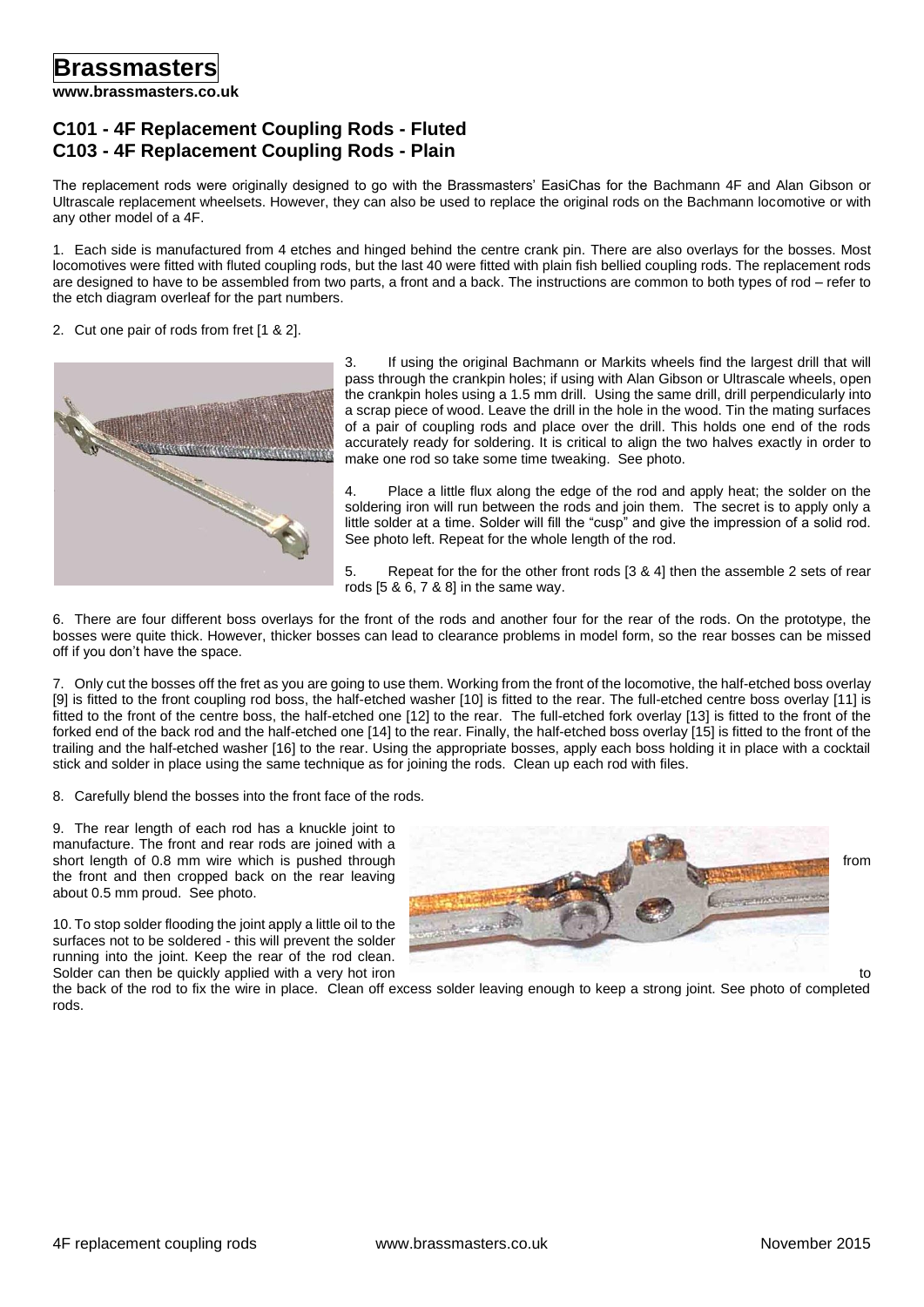# Brassmasters

**www.brassmasters.co.uk**

## C101 - 4F Replacement Coupling Rods - Fluted
## C103 - 4F Replacement Coupling Rods - Plain

The replacement rods were originally designed to go with the Brassmasters' EasiChas for the Bachmann 4F and Alan Gibson or Ultrascale replacement wheelsets. However, they can also be used to replace the original rods on the Bachmann locomotive or with any other model of a 4F.

1. Each side is manufactured from 4 etches and hinged behind the centre crank pin. There are also overlays for the bosses. Most locomotives were fitted with fluted coupling rods, but the last 40 were fitted with plain fish bellied coupling rods. The replacement rods are designed to have to be assembled from two parts, a front and a back. The instructions are common to both types of rod – refer to the etch diagram overleaf for the part numbers.

2. Cut one pair of rods from fret [1 & 2].

3. If using the original Bachmann or Markits wheels find the largest drill that will pass through the crankpin holes; if using with Alan Gibson or Ultrascale wheels, open the crankpin holes using a 1.5 mm drill. Using the same drill, drill perpendicularly into a scrap piece of wood. Leave the drill in the hole in the wood. Tin the mating surfaces of a pair of coupling rods and place over the drill. This holds one end of the rods accurately ready for soldering. It is critical to align the two halves exactly in order to make one rod so take some time tweaking. See photo.

4. Place a little flux along the edge of the rod and apply heat; the solder on the soldering iron will run between the rods and join them. The secret is to apply only a little solder at a time. Solder will fill the "cusp" and give the impression of a solid rod. See photo left. Repeat for the whole length of the rod.

5. Repeat for the for the other front rods [3 & 4] then the assemble 2 sets of rear rods [5 & 6, 7 & 8] in the same way.

6. There are four different boss overlays for the front of the rods and another four for the rear of the rods. On the prototype, the bosses were quite thick. However, thicker bosses can lead to clearance problems in model form, so the rear bosses can be missed off if you don't have the space.

7. Only cut the bosses off the fret as you are going to use them. Working from the front of the locomotive, the half-etched boss overlay [9] is fitted to the front coupling rod boss, the half-etched washer [10] is fitted to the rear. The full-etched centre boss overlay [11] is fitted to the front of the centre boss, the half-etched one [12] to the rear. The full-etched fork overlay [13] is fitted to the front of the forked end of the back rod and the half-etched one [14] to the rear. Finally, the half-etched boss overlay [15] is fitted to the front of the trailing and the half-etched washer [16] to the rear. Using the appropriate bosses, apply each boss holding it in place with a cocktail stick and solder in place using the same technique as for joining the rods. Clean up each rod with files.

8. Carefully blend the bosses into the front face of the rods.

9. The rear length of each rod has a knuckle joint to manufacture. The front and rear rods are joined with a short length of 0.8 mm wire which is pushed through from the front and then cropped back on the rear leaving about 0.5 mm proud. See photo.

10. To stop solder flooding the joint apply a little oil to the surfaces not to be soldered - this will prevent the solder running into the joint. Keep the rear of the rod clean. Solder can then be quickly applied with a very hot iron to the back of the rod to fix the wire in place. Clean off excess solder leaving enough to keep a strong joint. See photo of completed rods.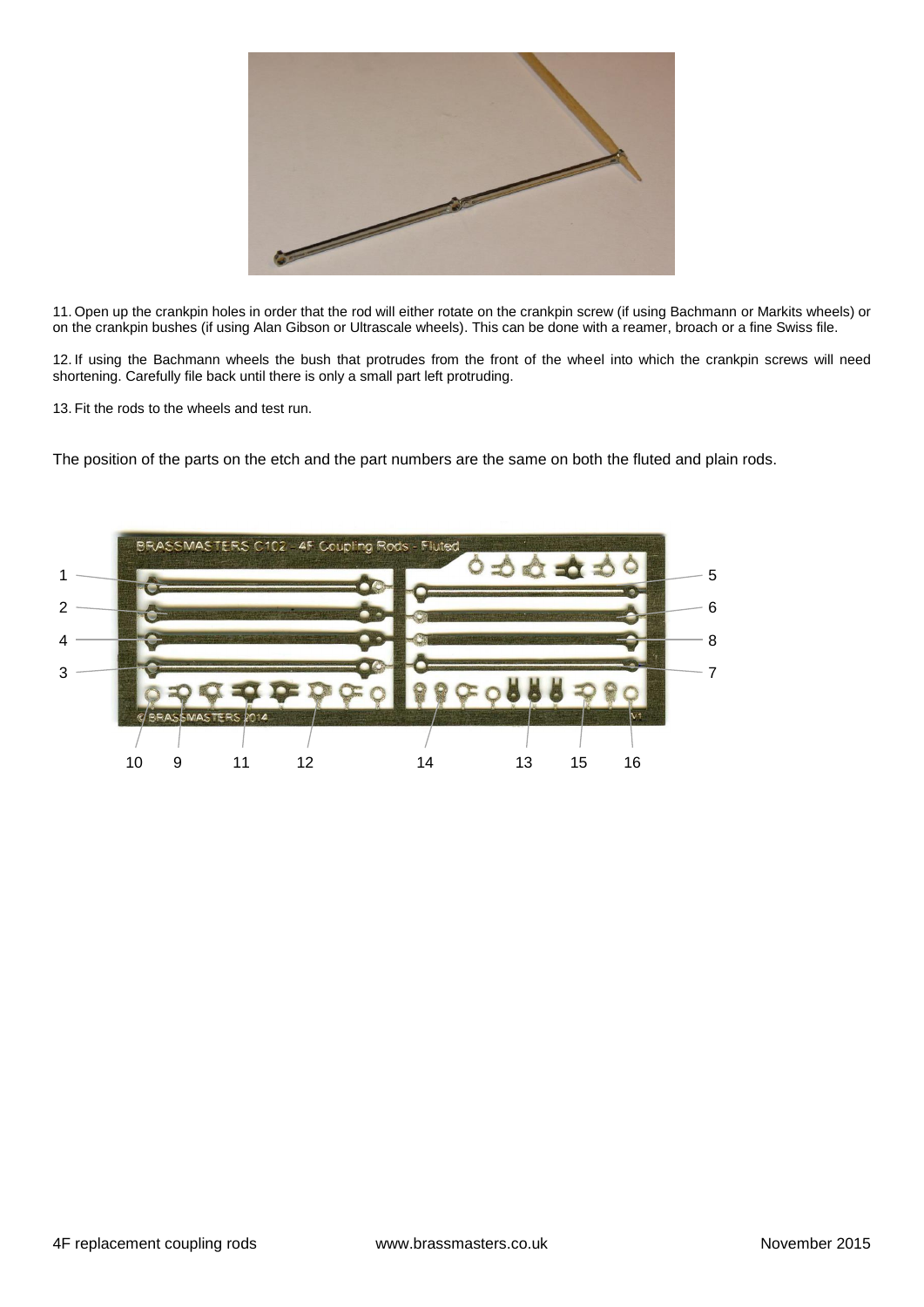11. Open up the crankpin holes in order that the rod will either rotate on the crankpin screw (if using Bachmann or Markits wheels) or on the crankpin bushes (if using Alan Gibson or Ultrascale wheels). This can be done with a reamer, broach or a fine Swiss file.

12. If using the Bachmann wheels the bush that protrudes from the front of the wheel into which the crankpin screws will need shortening. Carefully file back until there is only a small part left protruding.

13. Fit the rods to the wheels and test run.

The position of the parts on the etch and the part numbers are the same on both the fluted and plain rods.